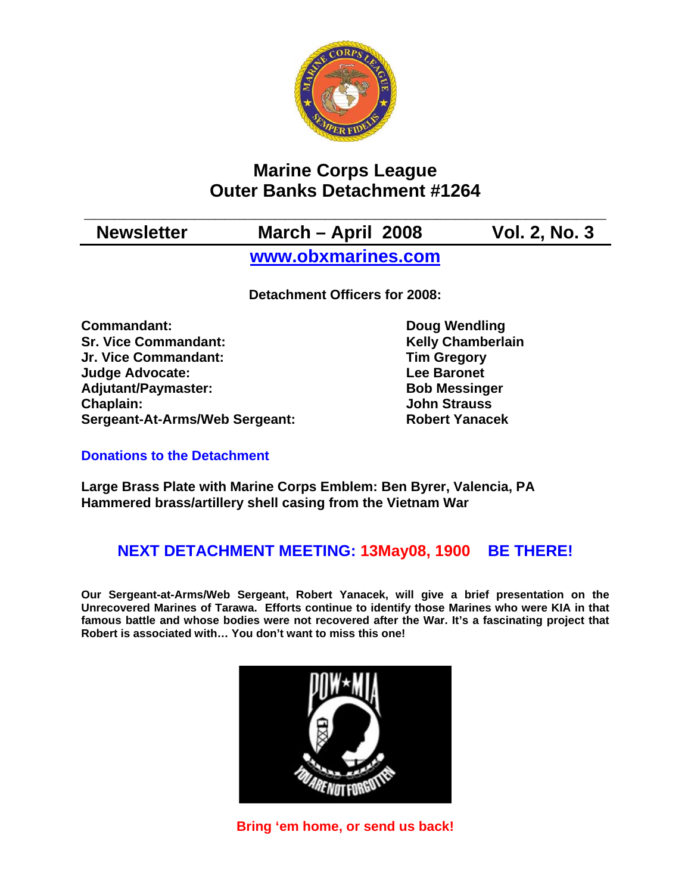# Marine Corps League
# Outer Banks Detachment #1264

**Newsletter** **March – April 2008** **Vol. 2, No. 3**

**www.obxmarines.com**

**Detachment Officers for 2008:**

| | |
|---|---|
| **Commandant:** | **Doug Wendling** |
| **Sr. Vice Commandant:** | **Kelly Chamberlain** |
| **Jr. Vice Commandant:** | **Tim Gregory** |
| **Judge Advocate:** | **Lee Baronet** |
| **Adjutant/Paymaster:** | **Bob Messinger** |
| **Chaplain:** | **John Strauss** |
| **Sergeant-At-Arms/Web Sergeant:** | **Robert Yanacek** |

## Donations to the Detachment

**Large Brass Plate with Marine Corps Emblem: Ben Byrer, Valencia, PA**
**Hammered brass/artillery shell casing from the Vietnam War**

## NEXT DETACHMENT MEETING: 13May08, 1900 BE THERE!

**Our Sergeant-at-Arms/Web Sergeant, Robert Yanacek, will give a brief presentation on the Unrecovered Marines of Tarawa. Efforts continue to identify those Marines who were KIA in that famous battle and whose bodies were not recovered after the War. It's a fascinating project that Robert is associated with… You don't want to miss this one!**

**Bring 'em home, or send us back!**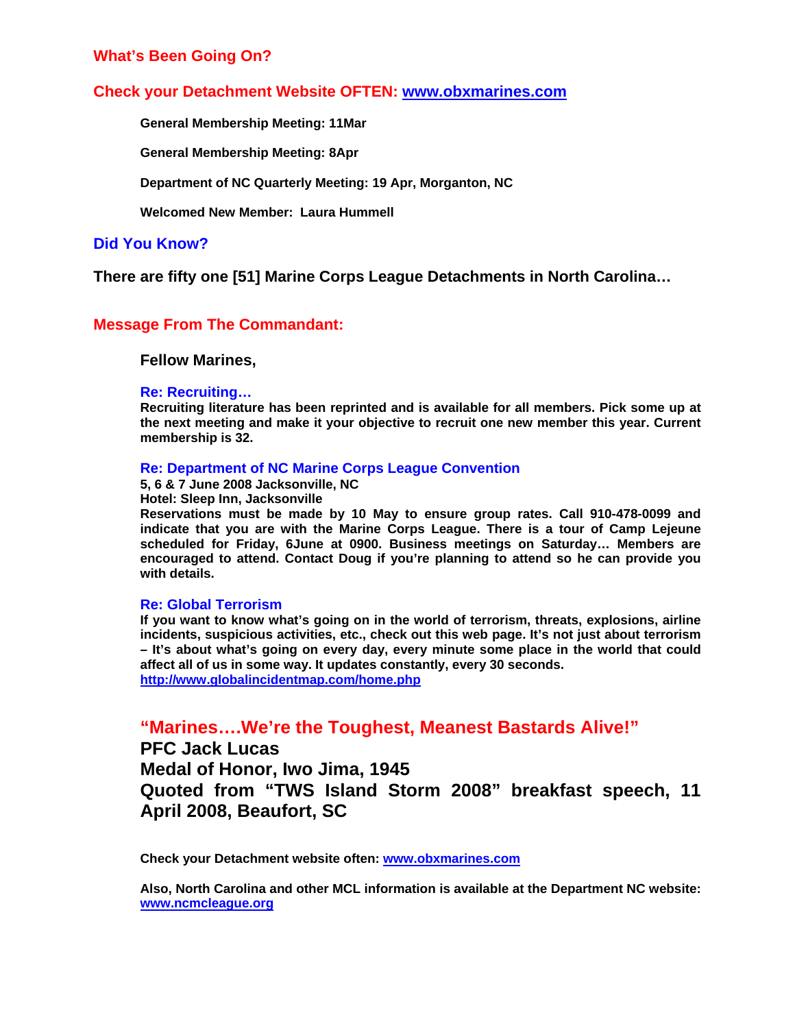## What's Been Going On?

## Check your Detachment Website OFTEN: [www.obxmarines.com](http://www.obxmarines.com)

**General Membership Meeting: 11Mar**

**General Membership Meeting: 8Apr**

**Department of NC Quarterly Meeting: 19 Apr, Morganton, NC**

**Welcomed New Member: Laura Hummell**

## Did You Know?

**There are fifty one [51] Marine Corps League Detachments in North Carolina…**

## Message From The Commandant:

**Fellow Marines,**

### Re: Recruiting…

**Recruiting literature has been reprinted and is available for all members. Pick some up at the next meeting and make it your objective to recruit one new member this year. Current membership is 32.**

### Re: Department of NC Marine Corps League Convention

**5, 6 & 7 June 2008 Jacksonville, NC**
**Hotel: Sleep Inn, Jacksonville**
**Reservations must be made by 10 May to ensure group rates. Call 910-478-0099 and indicate that you are with the Marine Corps League. There is a tour of Camp Lejeune scheduled for Friday, 6June at 0900. Business meetings on Saturday… Members are encouraged to attend. Contact Doug if you're planning to attend so he can provide you with details.**

### Re: Global Terrorism

**If you want to know what's going on in the world of terrorism, threats, explosions, airline incidents, suspicious activities, etc., check out this web page. It's not just about terrorism – It's about what's going on every day, every minute some place in the world that could affect all of us in some way. It updates constantly, every 30 seconds.**
**[http://www.globalincidentmap.com/home.php](http://www.globalincidentmap.com/home.php)**

## "Marines….We're the Toughest, Meanest Bastards Alive!"

**PFC Jack Lucas**
**Medal of Honor, Iwo Jima, 1945**
**Quoted from "TWS Island Storm 2008" breakfast speech, 11 April 2008, Beaufort, SC**

**Check your Detachment website often: [www.obxmarines.com](http://www.obxmarines.com)**

**Also, North Carolina and other MCL information is available at the Department NC website: [www.ncmcleague.org](http://www.ncmcleague.org)**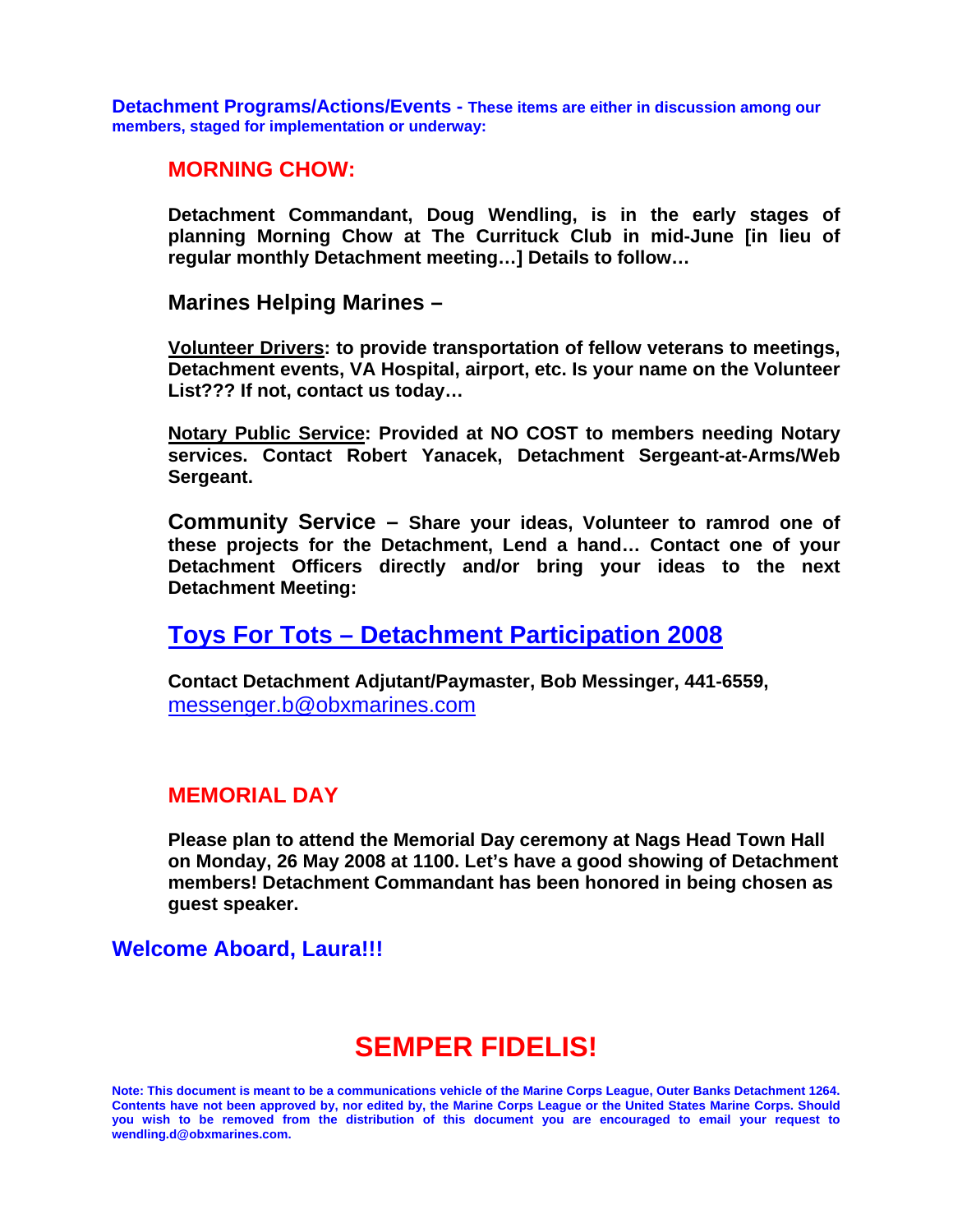**Detachment Programs/Actions/Events - These items are either in discussion among our members, staged for implementation or underway:**

## MORNING CHOW:

**Detachment Commandant, Doug Wendling, is in the early stages of planning Morning Chow at The Currituck Club in mid-June [in lieu of regular monthly Detachment meeting…] Details to follow…**

## Marines Helping Marines –

**Volunteer Drivers: to provide transportation of fellow veterans to meetings, Detachment events, VA Hospital, airport, etc. Is your name on the Volunteer List??? If not, contact us today…**

**Notary Public Service: Provided at NO COST to members needing Notary services. Contact Robert Yanacek, Detachment Sergeant-at-Arms/Web Sergeant.**

**Community Service – Share your ideas, Volunteer to ramrod one of these projects for the Detachment, Lend a hand… Contact one of your Detachment Officers directly and/or bring your ideas to the next Detachment Meeting:**

## Toys For Tots – Detachment Participation 2008

**Contact Detachment Adjutant/Paymaster, Bob Messinger, 441-6559,** messenger.b@obxmarines.com

## MEMORIAL DAY

**Please plan to attend the Memorial Day ceremony at Nags Head Town Hall on Monday, 26 May 2008 at 1100. Let's have a good showing of Detachment members! Detachment Commandant has been honored in being chosen as guest speaker.**

## Welcome Aboard, Laura!!!

# SEMPER FIDELIS!

**Note: This document is meant to be a communications vehicle of the Marine Corps League, Outer Banks Detachment 1264. Contents have not been approved by, nor edited by, the Marine Corps League or the United States Marine Corps. Should you wish to be removed from the distribution of this document you are encouraged to email your request to wendling.d@obxmarines.com.**